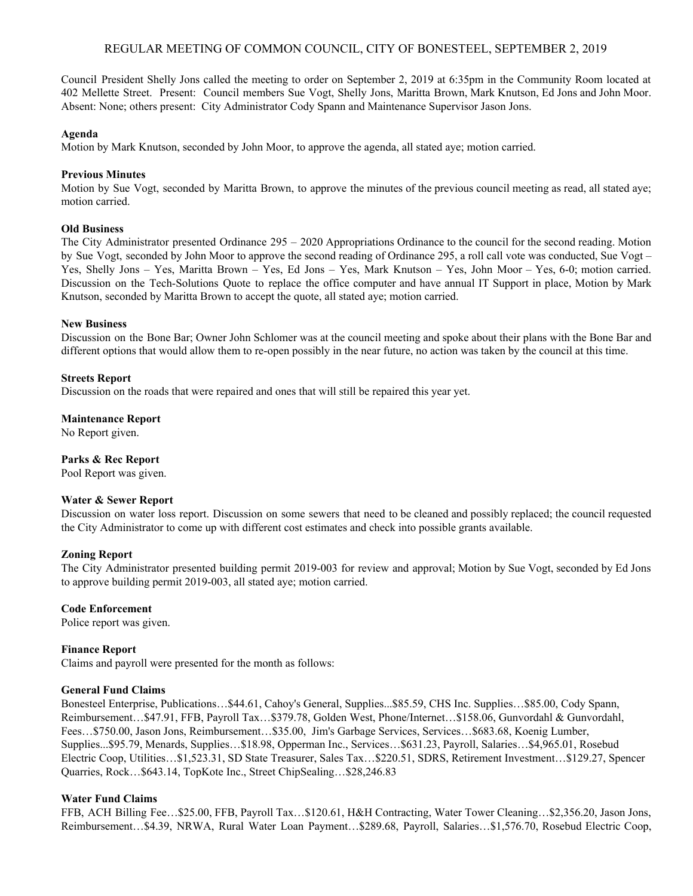# REGULAR MEETING OF COMMON COUNCIL, CITY OF BONESTEEL, SEPTEMBER 2, 2019

Council President Shelly Jons called the meeting to order on September 2, 2019 at 6:35pm in the Community Room located at 402 Mellette Street. Present: Council members Sue Vogt, Shelly Jons, Maritta Brown, Mark Knutson, Ed Jons and John Moor. Absent: None; others present: City Administrator Cody Spann and Maintenance Supervisor Jason Jons.

**Agenda**
Motion by Mark Knutson, seconded by John Moor, to approve the agenda, all stated aye; motion carried.

**Previous Minutes**
Motion by Sue Vogt, seconded by Maritta Brown, to approve the minutes of the previous council meeting as read, all stated aye; motion carried.

**Old Business**
The City Administrator presented Ordinance 295 – 2020 Appropriations Ordinance to the council for the second reading. Motion by Sue Vogt, seconded by John Moor to approve the second reading of Ordinance 295, a roll call vote was conducted, Sue Vogt – Yes, Shelly Jons – Yes, Maritta Brown – Yes, Ed Jons – Yes, Mark Knutson – Yes, John Moor – Yes, 6-0; motion carried. Discussion on the Tech-Solutions Quote to replace the office computer and have annual IT Support in place, Motion by Mark Knutson, seconded by Maritta Brown to accept the quote, all stated aye; motion carried.

**New Business**
Discussion on the Bone Bar; Owner John Schlomer was at the council meeting and spoke about their plans with the Bone Bar and different options that would allow them to re-open possibly in the near future, no action was taken by the council at this time.

**Streets Report**
Discussion on the roads that were repaired and ones that will still be repaired this year yet.

**Maintenance Report**
No Report given.

**Parks & Rec Report**
Pool Report was given.

**Water & Sewer Report**
Discussion on water loss report. Discussion on some sewers that need to be cleaned and possibly replaced; the council requested the City Administrator to come up with different cost estimates and check into possible grants available.

**Zoning Report**
The City Administrator presented building permit 2019-003 for review and approval; Motion by Sue Vogt, seconded by Ed Jons to approve building permit 2019-003, all stated aye; motion carried.

**Code Enforcement**
Police report was given.

**Finance Report**
Claims and payroll were presented for the month as follows:

**General Fund Claims**
Bonesteel Enterprise, Publications…$44.61, Cahoy's General, Supplies...$85.59, CHS Inc. Supplies…$85.00, Cody Spann, Reimbursement…$47.91, FFB, Payroll Tax…$379.78, Golden West, Phone/Internet…$158.06, Gunvordahl & Gunvordahl, Fees…$750.00, Jason Jons, Reimbursement…$35.00, Jim's Garbage Services, Services…$683.68, Koenig Lumber, Supplies...$95.79, Menards, Supplies…$18.98, Opperman Inc., Services…$631.23, Payroll, Salaries…$4,965.01, Rosebud Electric Coop, Utilities…$1,523.31, SD State Treasurer, Sales Tax…$220.51, SDRS, Retirement Investment…$129.27, Spencer Quarries, Rock…$643.14, TopKote Inc., Street ChipSealing…$28,246.83

**Water Fund Claims**
FFB, ACH Billing Fee…$25.00, FFB, Payroll Tax…$120.61, H&H Contracting, Water Tower Cleaning…$2,356.20, Jason Jons, Reimbursement…$4.39, NRWA, Rural Water Loan Payment…$289.68, Payroll, Salaries…$1,576.70, Rosebud Electric Coop,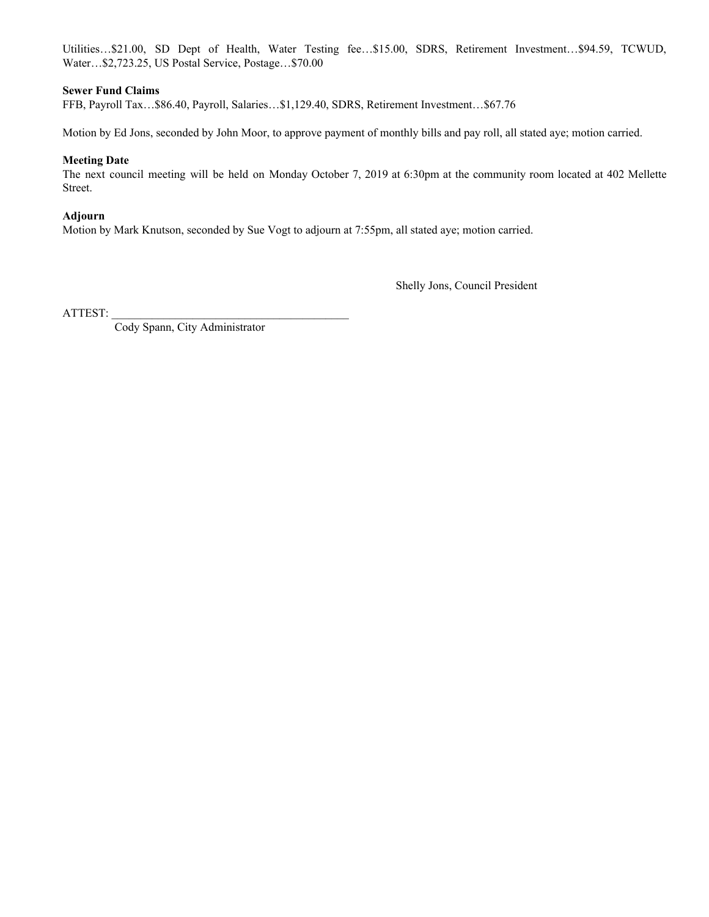Utilities…$21.00, SD Dept of Health, Water Testing fee…$15.00, SDRS, Retirement Investment…$94.59, TCWUD, Water…$2,723.25, US Postal Service, Postage…$70.00

**Sewer Fund Claims**

FFB, Payroll Tax…$86.40, Payroll, Salaries…$1,129.40, SDRS, Retirement Investment…$67.76

Motion by Ed Jons, seconded by John Moor, to approve payment of monthly bills and pay roll, all stated aye; motion carried.

**Meeting Date**

The next council meeting will be held on Monday October 7, 2019 at 6:30pm at the community room located at 402 Mellette Street.

**Adjourn**

Motion by Mark Knutson, seconded by Sue Vogt to adjourn at 7:55pm, all stated aye; motion carried.

Shelly Jons, Council President

ATTEST: ________________________________________

Cody Spann, City Administrator